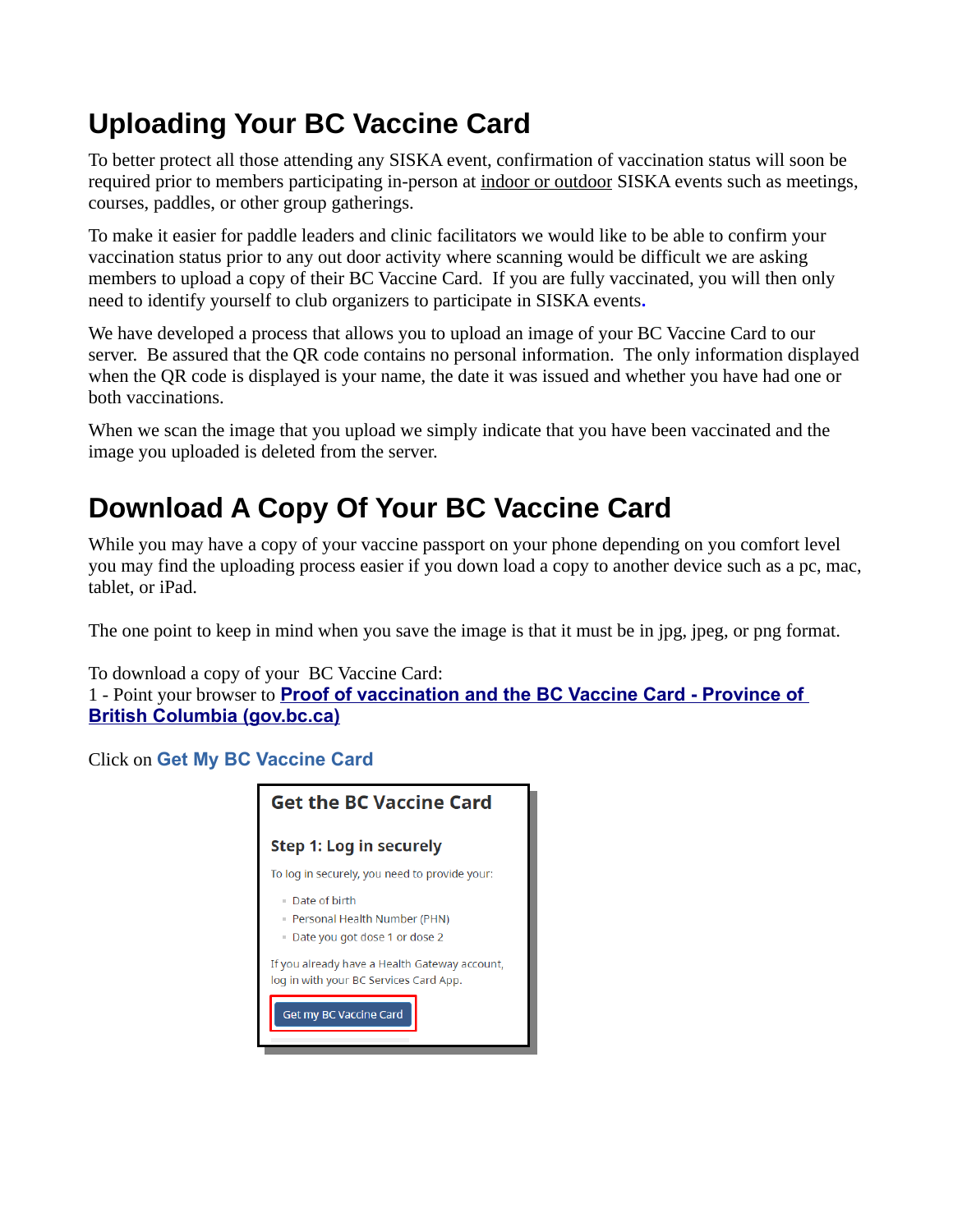# Uploading Your BC Vaccine Card

To better protect all those attending any SISKA event, confirmation of vaccination status will soon be required prior to members participating in-person at indoor or outdoor SISKA events such as meetings, courses, paddles, or other group gatherings.

To make it easier for paddle leaders and clinic facilitators we would like to be able to confirm your vaccination status prior to any out door activity where scanning would be difficult we are asking members to upload a copy of their BC Vaccine Card. If you are fully vaccinated, you will then only need to identify yourself to club organizers to participate in SISKA events.

We have developed a process that allows you to upload an image of your BC Vaccine Card to our server. Be assured that the QR code contains no personal information. The only information displayed when the QR code is displayed is your name, the date it was issued and whether you have had one or both vaccinations.

When we scan the image that you upload we simply indicate that you have been vaccinated and the image you uploaded is deleted from the server.

# Download A Copy Of Your BC Vaccine Card

While you may have a copy of your vaccine passport on your phone depending on you comfort level you may find the uploading process easier if you down load a copy to another device such as a pc, mac, tablet, or iPad.

The one point to keep in mind when you save the image is that it must be in jpg, jpeg, or png format.

To download a copy of your BC Vaccine Card:
1 - Point your browser to **Proof of vaccination and the BC Vaccine Card - Province of British Columbia (gov.bc.ca)**

Click on **Get My BC Vaccine Card**

**Get the BC Vaccine Card**

**Step 1: Log in securely**

To log in securely, you need to provide your:

- Date of birth
- Personal Health Number (PHN)
- Date you got dose 1 or dose 2

If you already have a Health Gateway account, log in with your BC Services Card App.

Get my BC Vaccine Card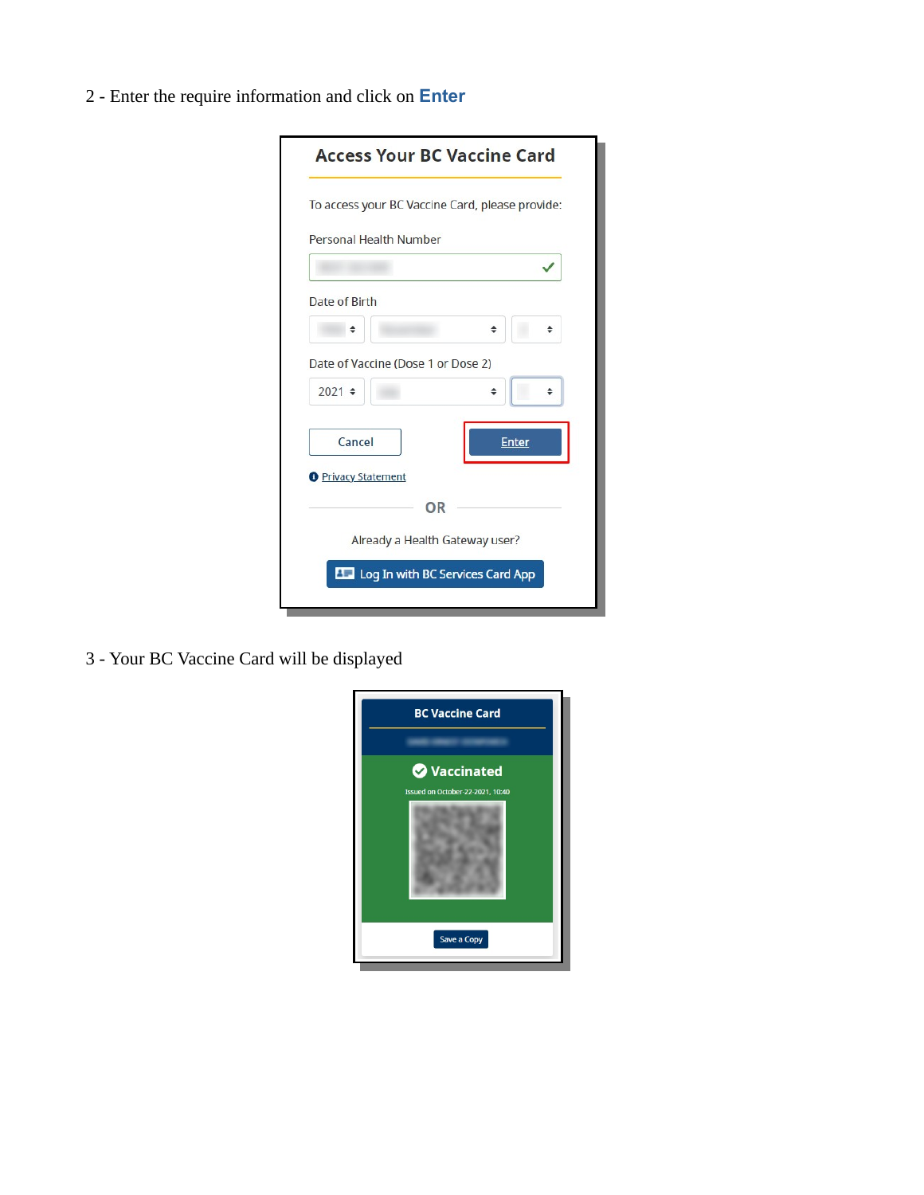2 - Enter the require information and click on **Enter**

Access Your BC Vaccine Card

To access your BC Vaccine Card, please provide:

Personal Health Number

Date of Birth

Date of Vaccine (Dose 1 or Dose 2)

2021

Cancel

Enter

Privacy Statement

OR

Already a Health Gateway user?

Log In with BC Services Card App

3 - Your BC Vaccine Card will be displayed

BC Vaccine Card

Vaccinated

Issued on October-22-2021, 10:40

Save a Copy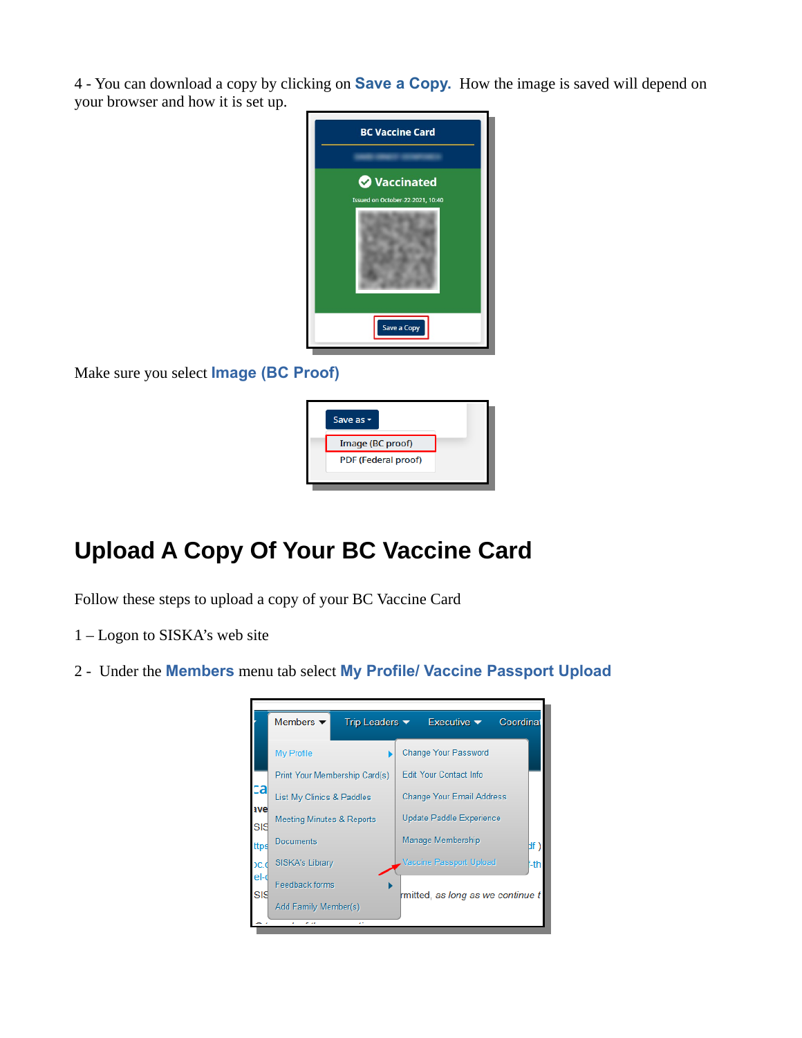4 - You can download a copy by clicking on **Save a Copy.** How the image is saved will depend on your browser and how it is set up.

Make sure you select **Image (BC Proof)**

# Upload A Copy Of Your BC Vaccine Card

Follow these steps to upload a copy of your BC Vaccine Card

1 – Logon to SISKA's web site

2 - Under the **Members** menu tab select **My Profile/ Vaccine Passport Upload**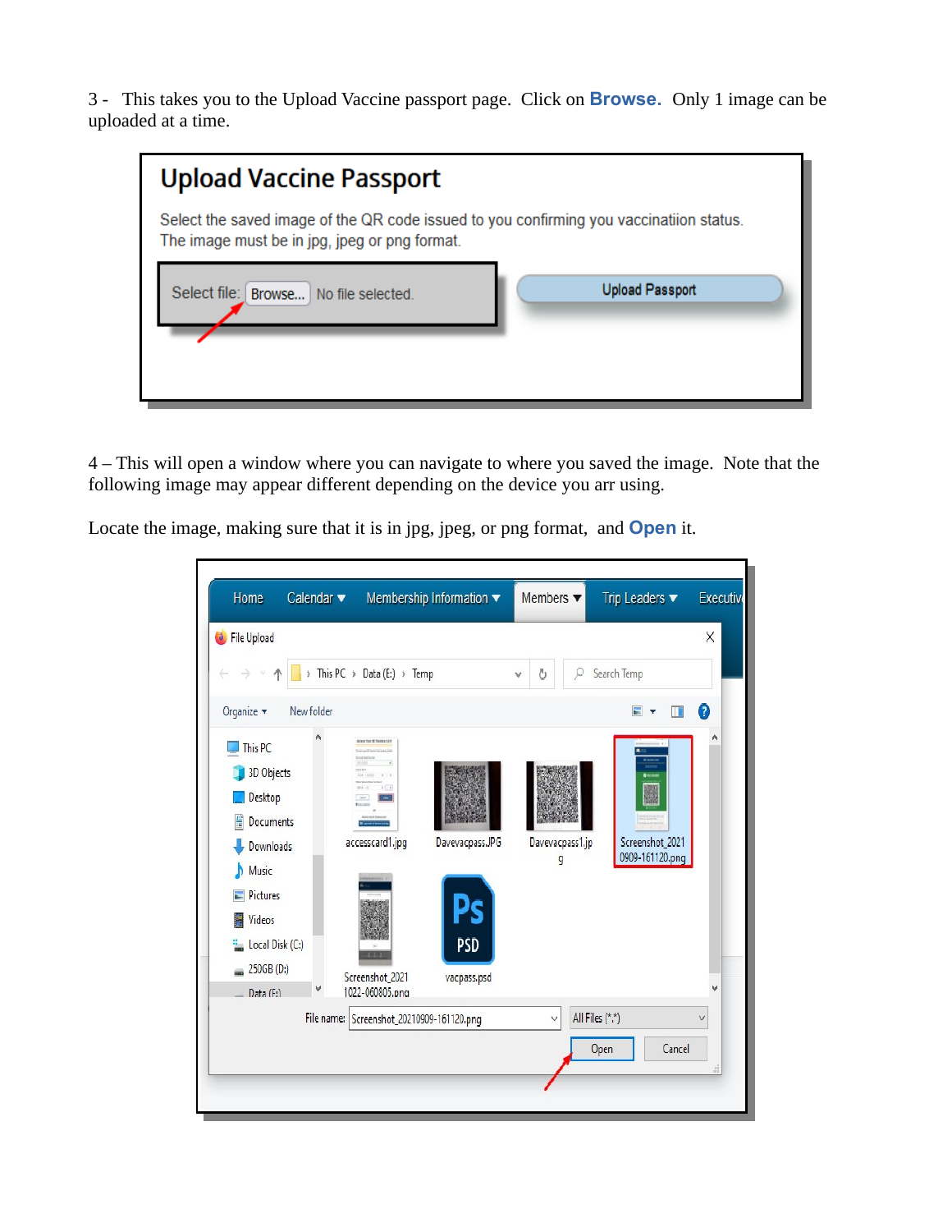3 - This takes you to the Upload Vaccine passport page. Click on **Browse.** Only 1 image can be uploaded at a time.

4 – This will open a window where you can navigate to where you saved the image. Note that the following image may appear different depending on the device you arr using.

Locate the image, making sure that it is in jpg, jpeg, or png format, and **Open** it.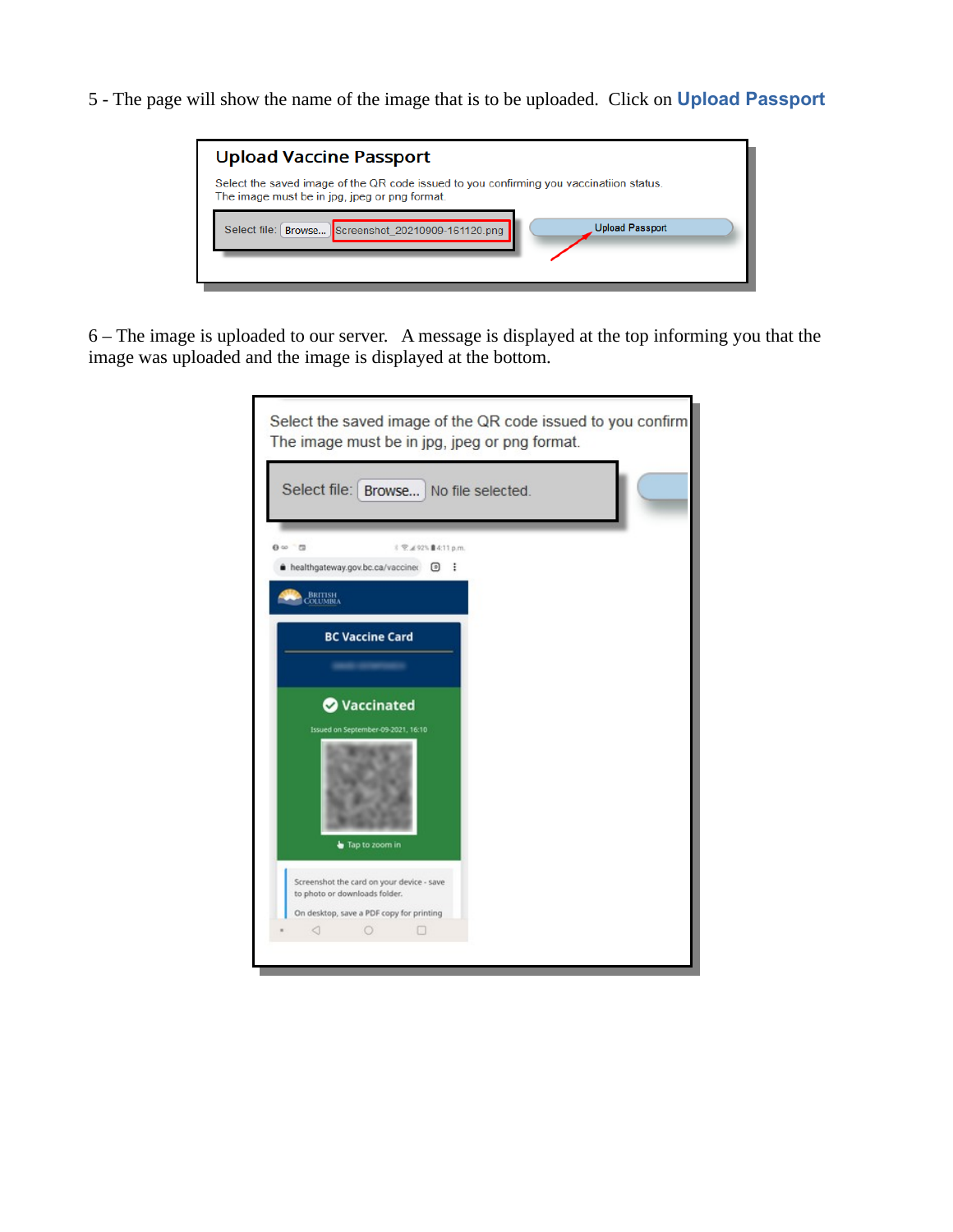5 - The page will show the name of the image that is to be uploaded. Click on **Upload Passport**

6 – The image is uploaded to our server. A message is displayed at the top informing you that the image was uploaded and the image is displayed at the bottom.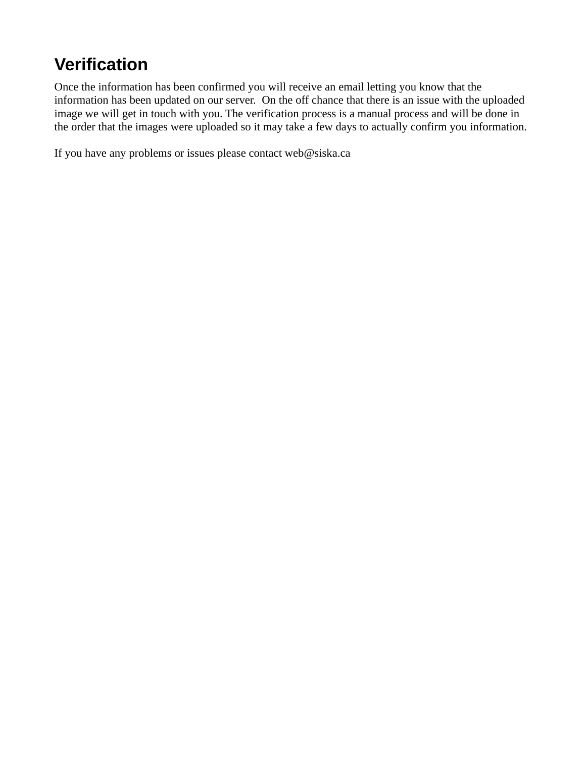## Verification

Once the information has been confirmed you will receive an email letting you know that the information has been updated on our server. On the off chance that there is an issue with the uploaded image we will get in touch with you. The verification process is a manual process and will be done in the order that the images were uploaded so it may take a few days to actually confirm you information.

If you have any problems or issues please contact web@siska.ca